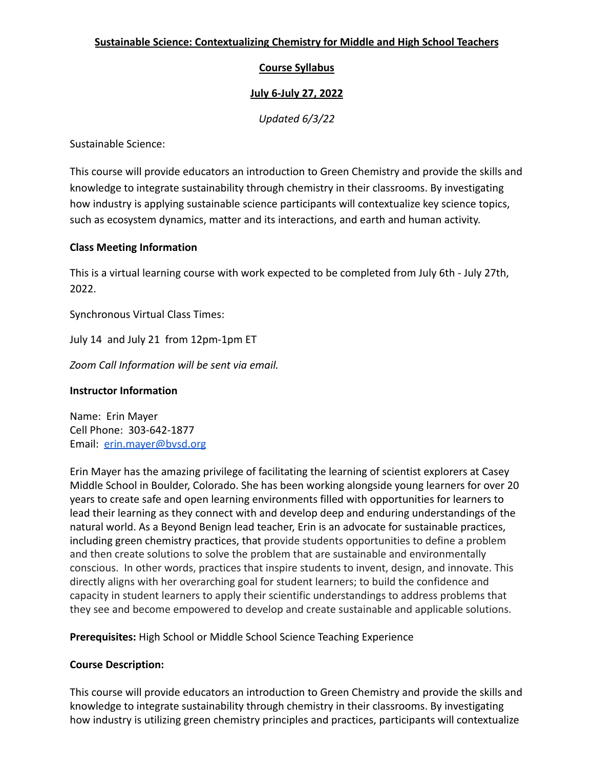# Sustainable Science: Contextualizing Chemistry for Middle and High School Teachers

## Course Syllabus

## July 6-July 27, 2022

*Updated 6/3/22*

Sustainable Science:

This course will provide educators an introduction to Green Chemistry and provide the skills and knowledge to integrate sustainability through chemistry in their classrooms. By investigating how industry is applying sustainable science participants will contextualize key science topics, such as ecosystem dynamics, matter and its interactions, and earth and human activity.

**Class Meeting Information**

This is a virtual learning course with work expected to be completed from July 6th - July 27th, 2022.

Synchronous Virtual Class Times:

July 14 and July 21 from 12pm-1pm ET

*Zoom Call Information will be sent via email.*

**Instructor Information**

Name: Erin Mayer
Cell Phone: 303-642-1877
Email: erin.mayer@bvsd.org

Erin Mayer has the amazing privilege of facilitating the learning of scientist explorers at Casey Middle School in Boulder, Colorado. She has been working alongside young learners for over 20 years to create safe and open learning environments filled with opportunities for learners to lead their learning as they connect with and develop deep and enduring understandings of the natural world. As a Beyond Benign lead teacher, Erin is an advocate for sustainable practices, including green chemistry practices, that provide students opportunities to define a problem and then create solutions to solve the problem that are sustainable and environmentally conscious. In other words, practices that inspire students to invent, design, and innovate. This directly aligns with her overarching goal for student learners; to build the confidence and capacity in student learners to apply their scientific understandings to address problems that they see and become empowered to develop and create sustainable and applicable solutions.

**Prerequisites:** High School or Middle School Science Teaching Experience

**Course Description:**

This course will provide educators an introduction to Green Chemistry and provide the skills and knowledge to integrate sustainability through chemistry in their classrooms. By investigating how industry is utilizing green chemistry principles and practices, participants will contextualize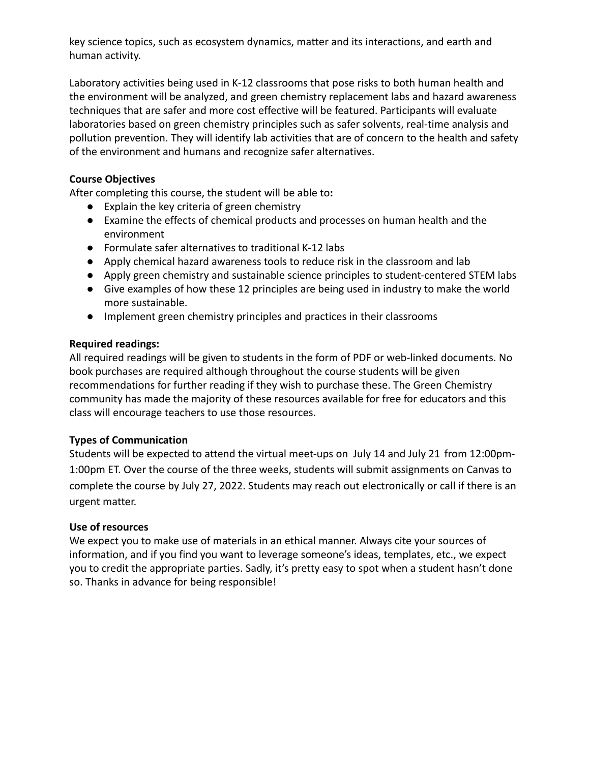key science topics, such as ecosystem dynamics, matter and its interactions, and earth and human activity.

Laboratory activities being used in K-12 classrooms that pose risks to both human health and the environment will be analyzed, and green chemistry replacement labs and hazard awareness techniques that are safer and more cost effective will be featured. Participants will evaluate laboratories based on green chemistry principles such as safer solvents, real-time analysis and pollution prevention. They will identify lab activities that are of concern to the health and safety of the environment and humans and recognize safer alternatives.

**Course Objectives**

After completing this course, the student will be able to**:**

- Explain the key criteria of green chemistry
- Examine the effects of chemical products and processes on human health and the environment
- Formulate safer alternatives to traditional K-12 labs
- Apply chemical hazard awareness tools to reduce risk in the classroom and lab
- Apply green chemistry and sustainable science principles to student-centered STEM labs
- Give examples of how these 12 principles are being used in industry to make the world more sustainable.
- Implement green chemistry principles and practices in their classrooms

**Required readings:**

All required readings will be given to students in the form of PDF or web-linked documents. No book purchases are required although throughout the course students will be given recommendations for further reading if they wish to purchase these. The Green Chemistry community has made the majority of these resources available for free for educators and this class will encourage teachers to use those resources.

**Types of Communication**

Students will be expected to attend the virtual meet-ups on July 14 and July 21 from 12:00pm-1:00pm ET. Over the course of the three weeks, students will submit assignments on Canvas to complete the course by July 27, 2022. Students may reach out electronically or call if there is an urgent matter.

**Use of resources**

We expect you to make use of materials in an ethical manner. Always cite your sources of information, and if you find you want to leverage someone's ideas, templates, etc., we expect you to credit the appropriate parties. Sadly, it's pretty easy to spot when a student hasn't done so. Thanks in advance for being responsible!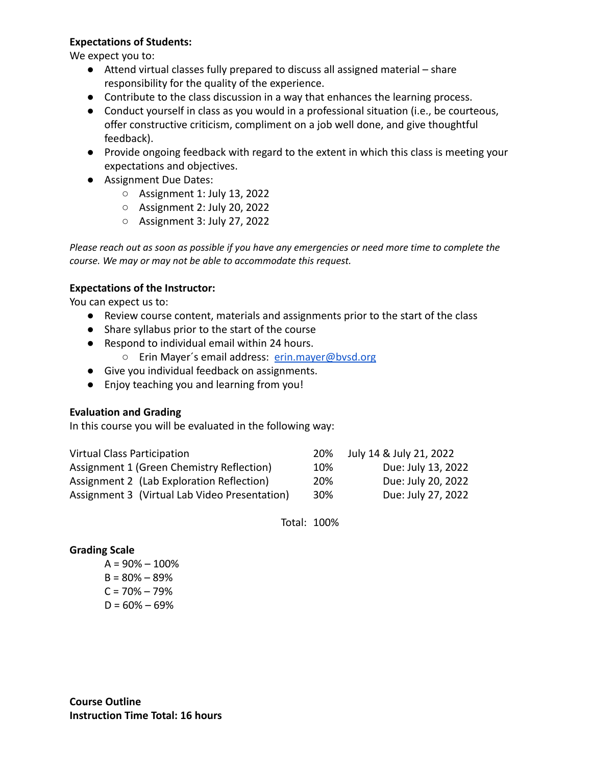**Expectations of Students:**

We expect you to:

- Attend virtual classes fully prepared to discuss all assigned material – share responsibility for the quality of the experience.
- Contribute to the class discussion in a way that enhances the learning process.
- Conduct yourself in class as you would in a professional situation (i.e., be courteous, offer constructive criticism, compliment on a job well done, and give thoughtful feedback).
- Provide ongoing feedback with regard to the extent in which this class is meeting your expectations and objectives.
- Assignment Due Dates:
  - Assignment 1: July 13, 2022
  - Assignment 2: July 20, 2022
  - Assignment 3: July 27, 2022

*Please reach out as soon as possible if you have any emergencies or need more time to complete the course. We may or may not be able to accommodate this request.*

**Expectations of the Instructor:**

You can expect us to:

- Review course content, materials and assignments prior to the start of the class
- Share syllabus prior to the start of the course
- Respond to individual email within 24 hours.
  - Erin Mayer´s email address: [erin.mayer@bvsd.org](mailto:erin.mayer@bvsd.org)
- Give you individual feedback on assignments.
- Enjoy teaching you and learning from you!

**Evaluation and Grading**

In this course you will be evaluated in the following way:

| | | |
|---|---|---|
| Virtual Class Participation | 20% | July 14 & July 21, 2022 |
| Assignment 1 (Green Chemistry Reflection) | 10% | Due: July 13, 2022 |
| Assignment 2 (Lab Exploration Reflection) | 20% | Due: July 20, 2022 |
| Assignment 3 (Virtual Lab Video Presentation) | 30% | Due: July 27, 2022 |
| Total: | 100% | |

**Grading Scale**

A = 90% – 100%
B = 80% – 89%
C = 70% – 79%
D = 60% – 69%

**Course Outline**
**Instruction Time Total: 16 hours**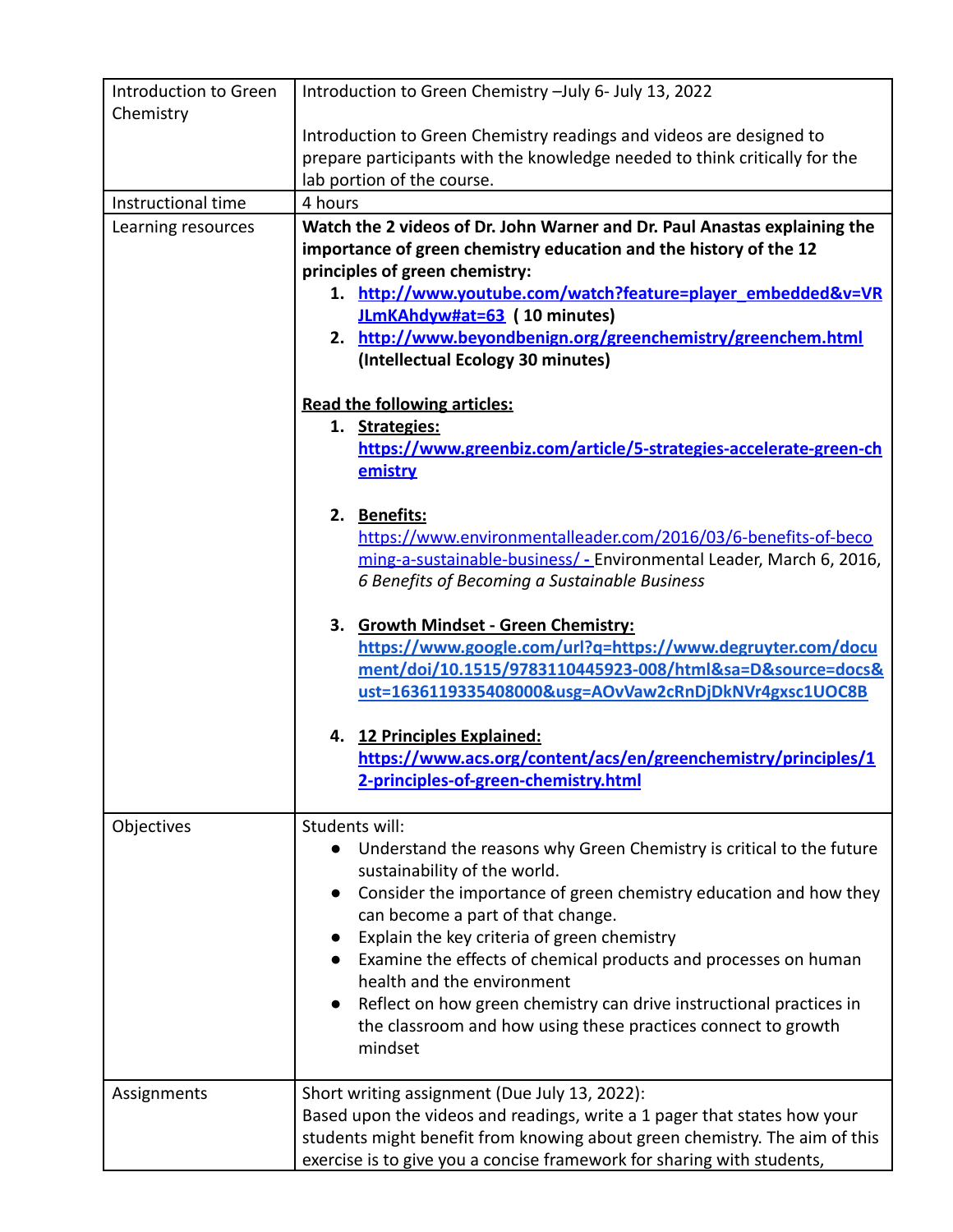| Introduction to Green Chemistry | Introduction to Green Chemistry –July 6- July 13, 2022<br><br>Introduction to Green Chemistry readings and videos are designed to prepare participants with the knowledge needed to think critically for the lab portion of the course. |
|---|---|
| Instructional time | 4 hours |
| Learning resources | **Watch the 2 videos of Dr. John Warner and Dr. Paul Anastas explaining the importance of green chemistry education and the history of the 12 principles of green chemistry:**<br>1. **http://www.youtube.com/watch?feature=player_embedded&v=VRJLmKAhdyw#at=63 (10 minutes)**<br>2. **http://www.beyondbenign.org/greenchemistry/greenchem.html (Intellectual Ecology 30 minutes)**<br><br>**Read the following articles:**<br>1. **Strategies: https://www.greenbiz.com/article/5-strategies-accelerate-green-chemistry**<br><br>2. **Benefits:** https://www.environmentalleader.com/2016/03/6-benefits-of-becoming-a-sustainable-business/ - Environmental Leader, March 6, 2016, *6 Benefits of Becoming a Sustainable Business*<br><br>3. **Growth Mindset - Green Chemistry: https://www.google.com/url?q=https://www.degruyter.com/document/doi/10.1515/9783110445923-008/html&sa=D&source=docs&ust=1636119335408000&usg=AOvVaw2cRnDjDkNVr4gxsc1UOC8B**<br><br>4. **12 Principles Explained: https://www.acs.org/content/acs/en/greenchemistry/principles/12-principles-of-green-chemistry.html** |
| Objectives | Students will:<br>• Understand the reasons why Green Chemistry is critical to the future sustainability of the world.<br>• Consider the importance of green chemistry education and how they can become a part of that change.<br>• Explain the key criteria of green chemistry<br>• Examine the effects of chemical products and processes on human health and the environment<br>• Reflect on how green chemistry can drive instructional practices in the classroom and how using these practices connect to growth mindset |
| Assignments | Short writing assignment (Due July 13, 2022):<br>Based upon the videos and readings, write a 1 pager that states how your students might benefit from knowing about green chemistry. The aim of this exercise is to give you a concise framework for sharing with students, |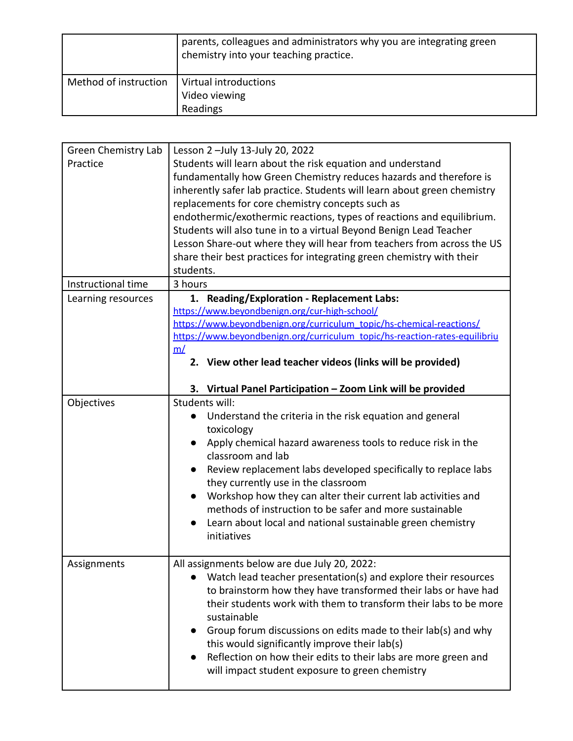| | parents, colleagues and administrators why you are integrating green chemistry into your teaching practice. |
|---|---|
| Method of instruction | Virtual introductions<br>Video viewing<br>Readings |

| Green Chemistry Lab Practice | Lesson 2 –July 13-July 20, 2022<br>Students will learn about the risk equation and understand fundamentally how Green Chemistry reduces hazards and therefore is inherently safer lab practice. Students will learn about green chemistry replacements for core chemistry concepts such as endothermic/exothermic reactions, types of reactions and equilibrium. Students will also tune in to a virtual Beyond Benign Lead Teacher Lesson Share-out where they will hear from teachers from across the US share their best practices for integrating green chemistry with their students. |
|---|---|
| Instructional time | 3 hours |
| Learning resources | 1. **Reading/Exploration - Replacement Labs:**<br>https://www.beyondbenign.org/cur-high-school/<br>https://www.beyondbenign.org/curriculum_topic/hs-chemical-reactions/<br>https://www.beyondbenign.org/curriculum_topic/hs-reaction-rates-equilibrium/<br>2. **View other lead teacher videos (links will be provided)**<br>3. **Virtual Panel Participation – Zoom Link will be provided** |
| Objectives | Students will:<br>● Understand the criteria in the risk equation and general toxicology<br>● Apply chemical hazard awareness tools to reduce risk in the classroom and lab<br>● Review replacement labs developed specifically to replace labs they currently use in the classroom<br>● Workshop how they can alter their current lab activities and methods of instruction to be safer and more sustainable<br>● Learn about local and national sustainable green chemistry initiatives |
| Assignments | All assignments below are due July 20, 2022:<br>● Watch lead teacher presentation(s) and explore their resources to brainstorm how they have transformed their labs or have had their students work with them to transform their labs to be more sustainable<br>● Group forum discussions on edits made to their lab(s) and why this would significantly improve their lab(s)<br>● Reflection on how their edits to their labs are more green and will impact student exposure to green chemistry |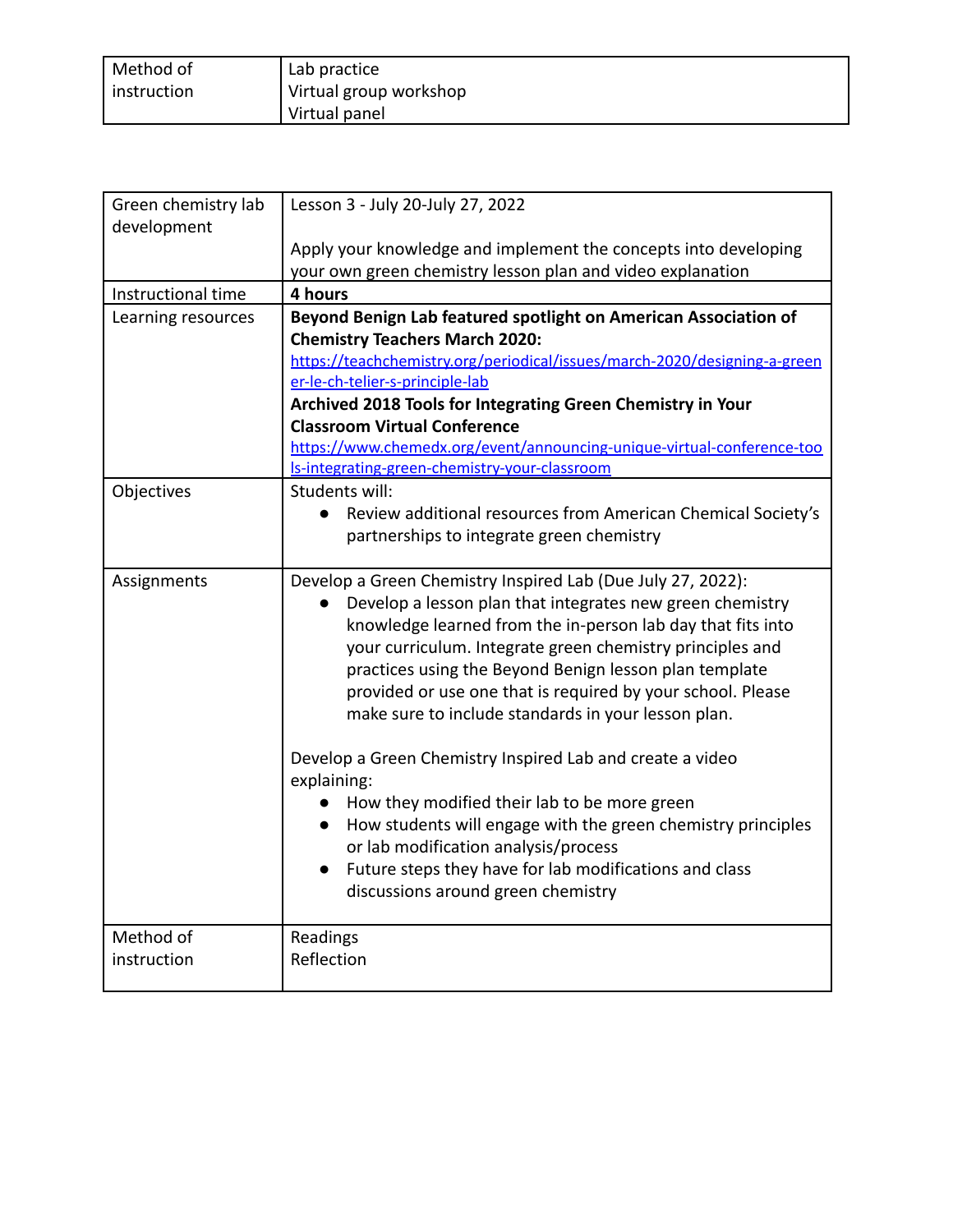| | |
|---|---|
| Method of instruction | Lab practice<br>Virtual group workshop<br>Virtual panel |

| | |
|---|---|
| Green chemistry lab development | Lesson 3 - July 20-July 27, 2022<br><br>Apply your knowledge and implement the concepts into developing your own green chemistry lesson plan and video explanation |
| Instructional time | **4 hours** |
| Learning resources | **Beyond Benign Lab featured spotlight on American Association of Chemistry Teachers March 2020:**<br>https://teachchemistry.org/periodical/issues/march-2020/designing-a-greener-le-ch-telier-s-principle-lab<br>**Archived 2018 Tools for Integrating Green Chemistry in Your Classroom Virtual Conference**<br>https://www.chemedx.org/event/announcing-unique-virtual-conference-tools-integrating-green-chemistry-your-classroom |
| Objectives | Students will:<br>● Review additional resources from American Chemical Society's partnerships to integrate green chemistry |
| Assignments | Develop a Green Chemistry Inspired Lab (Due July 27, 2022):<br>● Develop a lesson plan that integrates new green chemistry knowledge learned from the in-person lab day that fits into your curriculum. Integrate green chemistry principles and practices using the Beyond Benign lesson plan template provided or use one that is required by your school. Please make sure to include standards in your lesson plan.<br><br>Develop a Green Chemistry Inspired Lab and create a video explaining:<br>● How they modified their lab to be more green<br>● How students will engage with the green chemistry principles or lab modification analysis/process<br>● Future steps they have for lab modifications and class discussions around green chemistry |
| Method of instruction | Readings<br>Reflection |